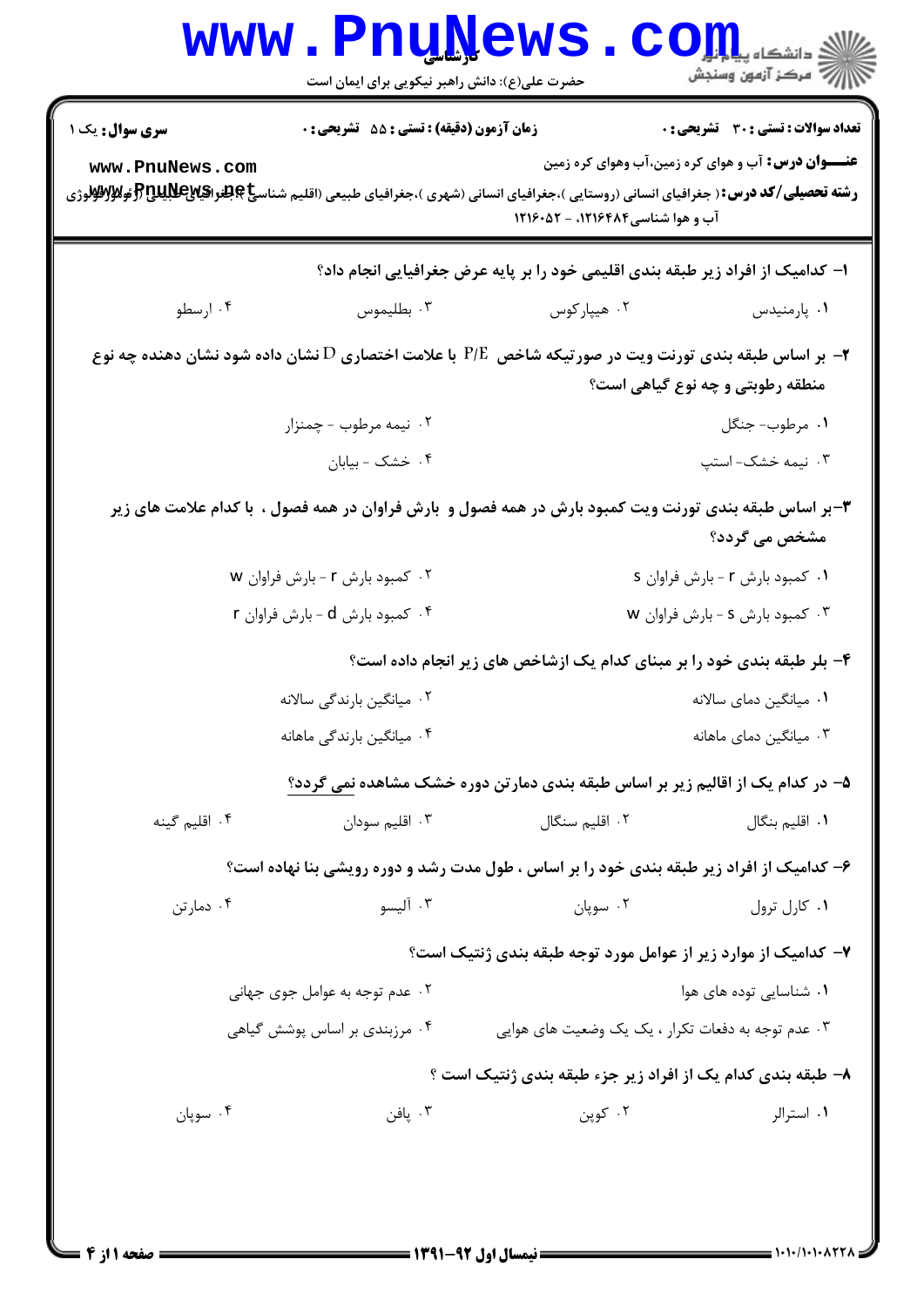**سری سوال:** یک ۱

**زمان آزمون (دقیقه) : تستی : ۵۵ تشریحی : ۰**

**تعداد سوالات : تستی : ۳۰ تشریحی : ۰**

**عنـــوان درس:** آب و هوای کره زمین،آب وهوای کره زمین

**رشته تحصیلی/کد درس:** ( جغرافیای انسانی (روستایی )،جغرافیای انسانی (شهری )،جغرافیای طبیعی (اقلیم شناسی )،جغرافیای طبیعی (ژئومورفولوژی آب و هوا شناسی۱۲۱۶۴۸۴، - ۱۲۱۶۰۵۲

۱- کدامیک از افراد زیر طبقه بندی اقلیمی خود را بر پایه عرض جغرافیایی انجام داد؟

۱. پارمنیدس ۲. هیپارکوس ۳. بطلیموس ۴. ارسطو

۲- بر اساس طبقه بندی تورنت ویت در صورتیکه شاخص P/E با علامت اختصاری D نشان داده شود نشان دهنده چه نوع منطقه رطوبتی و چه نوع گیاهی است؟

۱. مرطوب- جنگل ۲. نیمه مرطوب - چمنزار ۳. نیمه خشک- استپ ۴. خشک - بیابان

۳-بر اساس طبقه بندی تورنت ویت کمبود بارش در همه فصول و بارش فراوان در همه فصول ، با کدام علامت های زیر مشخص می گردد؟

۱. کمبود بارش r - بارش فراوان s ۲. کمبود بارش r - بارش فراوان w ۳. کمبود بارش s - بارش فراوان w ۴. کمبود بارش d - بارش فراوان r

۴- بلر طبقه بندی خود را بر مبنای کدام یک ازشاخص های زیر انجام داده است؟

۱. میانگین دمای سالانه ۲. میانگین بارندگی سالانه ۳. میانگین دمای ماهانه ۴. میانگین بارندگی ماهانه

۵- در کدام یک از اقالیم زیر بر اساس طبقه بندی دمارتن دوره خشک مشاهده نمی گردد؟

۱. اقلیم بنگال ۲. اقلیم سنگال ۳. اقلیم سودان ۴. اقلیم گینه

۶- کدامیک از افراد زیر طبقه بندی خود را بر اساس ، طول مدت رشد و دوره رویشی بنا نهاده است؟

۱. کارل ترول ۲. سوپان ۳. آلیسو ۴. دمارتن

۷- کدامیک از موارد زیر از عوامل مورد توجه طبقه بندی ژنتیک است؟

۱. شناسایی توده های هوا ۲. عدم توجه به عوامل جوی جهانی ۳. عدم توجه به دفعات تکرار ، یک یک وضعیت های هوایی ۴. مرزبندی بر اساس پوشش گیاهی

۸- طبقه بندی کدام یک از افراد زیر جزء طبقه بندی ژنتیک است ؟

۱. استرالر ۲. کوپن ۳. پافن ۴. سوپان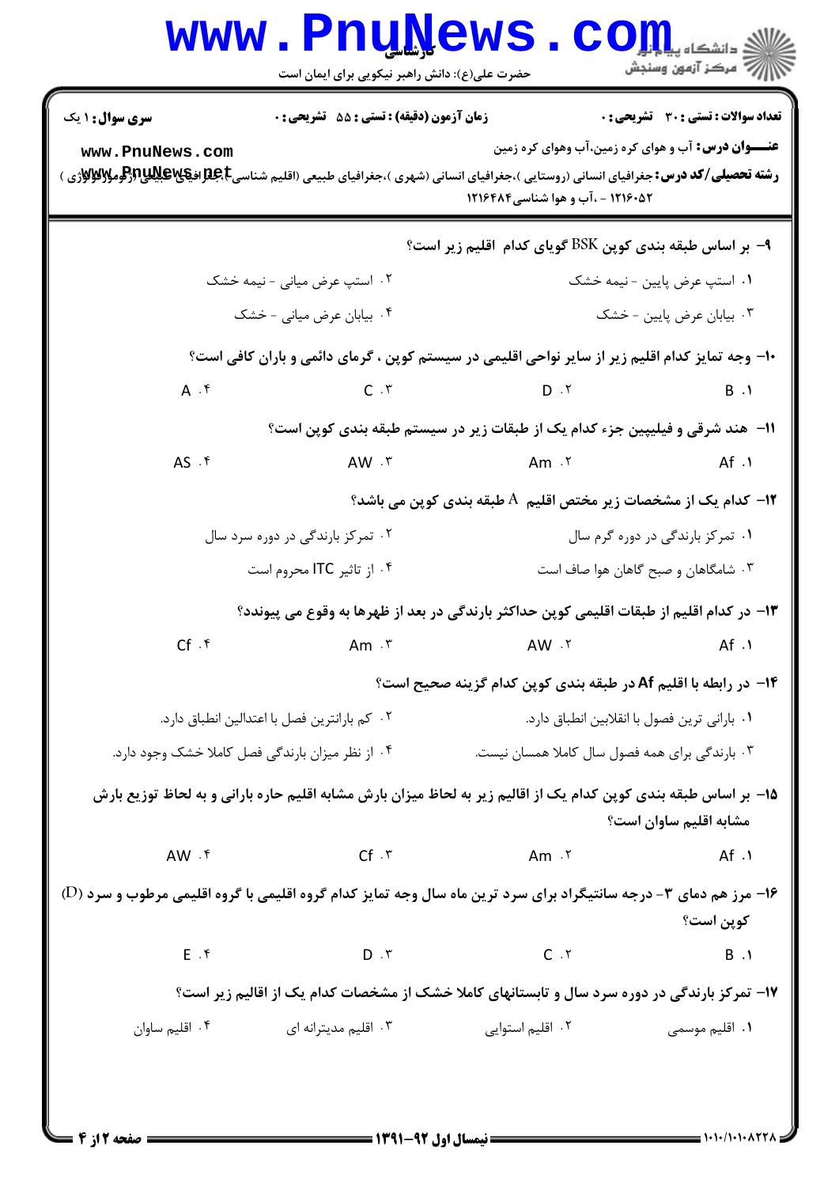**سری سوال:** ۱ یک | **زمان آزمون (دقیقه) : تستی :** ۵۵ **تشریحی :** ۰ | **تعداد سوالات : تستی :** ۳۰ **تشریحی :** ۰

**عنـــوان درس:** آب و هوای کره زمین،آب وهوای کره زمین

**رشته تحصیلی/کد درس:** جغرافیای انسانی (روستایی )،جغرافیای انسانی (شهری )،جغرافیای طبیعی (اقلیم شناسی )،جغرافیای طبیعی (ژئومورفولوژی ) ۱۲۱۶۰۵۲ - ،آب و هوا شناسی۱۲۱۶۴۸۴

۹- بر اساس طبقه بندی کوپن BSK گویای کدام اقلیم زیر است؟

۱. استپ عرض پایین - نیمه خشک
۲. استپ عرض میانی - نیمه خشک
۳. بیابان عرض پایین - خشک
۴. بیابان عرض میانی - خشک

۱۰- وجه تمایز کدام اقلیم زیر از سایر نواحی اقلیمی در سیستم کوپن ، گرمای دائمی و باران کافی است؟

۱. B
۲. D
۳. C
۴. A

۱۱- هند شرقی و فیلیپین جزء کدام یک از طبقات زیر در سیستم طبقه بندی کوپن است؟

۱. Af
۲. Am
۳. AW
۴. AS

۱۲- کدام یک از مشخصات زیر مختص اقلیم A طبقه بندی کوپن می باشد؟

۱. تمرکز بارندگی در دوره گرم سال
۲. تمرکز بارندگی در دوره سرد سال
۳. شامگاهان و صبح گاهان هوا صاف است
۴. از تاثیر ITC محروم است

۱۳- در کدام اقلیم از طبقات اقلیمی کوپن حداکثر بارندگی در بعد از ظهرها به وقوع می پیوندد؟

۱. Af
۲. AW
۳. Am
۴. Cf

۱۴- در رابطه با اقلیم Af در طبقه بندی کوپن کدام گزینه صحیح است؟

۱. بارانی ترین فصول با انقلابین انطباق دارد.
۲. کم بارانترین فصل با اعتدالین انطباق دارد.
۳. بارندگی برای همه فصول سال کاملا همسان نیست.
۴. از نظر میزان بارندگی فصل کاملا خشک وجود دارد.

۱۵- بر اساس طبقه بندی کوپن کدام یک از اقالیم زیر به لحاظ میزان بارش مشابه اقلیم حاره بارانی و به لحاظ توزیع بارش مشابه اقلیم ساوان است؟

۱. Af
۲. Am
۳. Cf
۴. AW

۱۶- مرز هم دمای ۳- درجه سانتیگراد برای سرد ترین ماه سال وجه تمایز کدام گروه اقلیمی با گروه اقلیمی مرطوب و سرد (D) کوپن است؟

۱. B
۲. C
۳. D
۴. E

۱۷- تمرکز بارندگی در دوره سرد سال و تابستانهای کاملا خشک از مشخصات کدام یک از اقالیم زیر است؟

۱. اقلیم موسمی
۲. اقلیم استوایی
۳. اقلیم مدیترانه ای
۴. اقلیم ساوان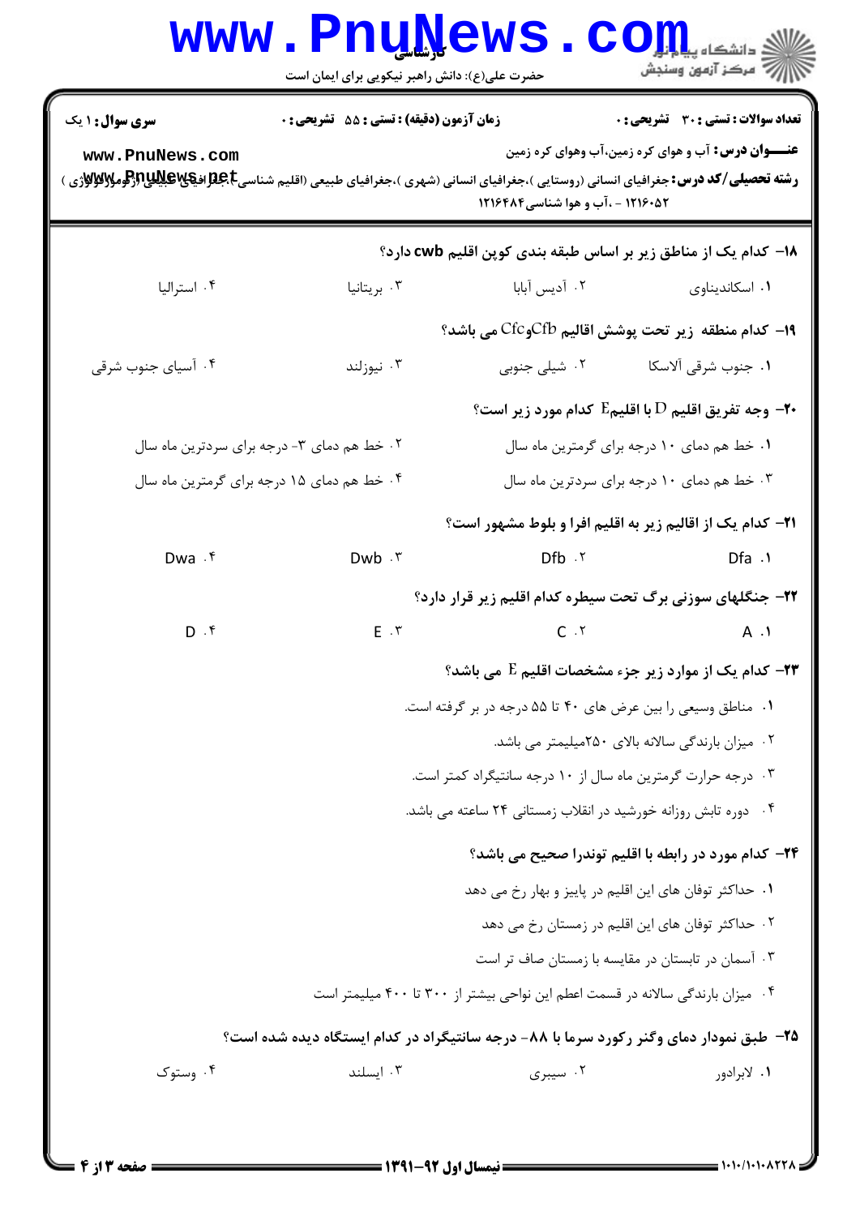**سری سوال:** ۱ یک | **زمان آزمون (دقیقه) : تستی :** ۵۵ **تشریحی :** ۰ | **تعداد سوالات : تستی :** ۳۰ **تشریحی :** ۰

**عنـــوان درس:** آب و هوای کره زمین،آب وهوای کره زمین

**رشته تحصیلی/کد درس:** جغرافیای انسانی (روستایی )،جغرافیای انسانی (شهری )،جغرافیای طبیعی (اقلیم شناسی)،جغرافیای طبیعی (ژئومورفولوژی ) ۱۲۱۶۰۵۲ - ،آب و هوا شناسی۱۲۱۶۴۸۴

**۱۸- کدام یک از مناطق زیر بر اساس طبقه بندی کوپن اقلیم cwb دارد؟**

۱. اسکاندیناوی
۲. آدیس آبابا
۳. بریتانیا
۴. استرالیا

**۱۹- کدام منطقه زیر تحت پوشش اقالیم Cfb وCfc می باشد؟**

۱. جنوب شرقی آلاسکا
۲. شیلی جنوبی
۳. نیوزلند
۴. آسیای جنوب شرقی

**۲۰- وجه تفریق اقلیم D با اقلیمE کدام مورد زیر است؟**

۱. خط هم دمای ۱۰ درجه برای گرمترین ماه سال
۲. خط هم دمای ۳- درجه برای سردترین ماه سال
۳. خط هم دمای ۱۰ درجه برای سردترین ماه سال
۴. خط هم دمای ۱۵ درجه برای گرمترین ماه سال

**۲۱- کدام یک از اقالیم زیر به اقلیم افرا و بلوط مشهور است؟**

۱. Dfa
۲. Dfb
۳. Dwb
۴. Dwa

**۲۲- جنگلهای سوزنی برگ تحت سیطره کدام اقلیم زیر قرار دارد؟**

۱. A
۲. C
۳. E
۴. D

**۲۳- کدام یک از موارد زیر جزء مشخصات اقلیم E می باشد؟**

۱. مناطق وسیعی را بین عرض های ۴۰ تا ۵۵ درجه در بر گرفته است.
۲. میزان بارندگی سالانه بالای ۲۵۰میلیمتر می باشد.
۳. درجه حرارت گرمترین ماه سال از ۱۰ درجه سانتیگراد کمتر است.
۴. دوره تابش روزانه خورشید در انقلاب زمستانی ۲۴ ساعته می باشد.

**۲۴- کدام مورد در رابطه با اقلیم توندرا صحیح می باشد؟**

۱. حداکثر توفان های این اقلیم در پاییز و بهار رخ می دهد
۲. حداکثر توفان های این اقلیم در زمستان رخ می دهد
۳. آسمان در تابستان در مقایسه با زمستان صاف تر است
۴. میزان بارندگی سالانه در قسمت اعظم این نواحی بیشتر از ۳۰۰ تا ۴۰۰ میلیمتر است

**۲۵- طبق نمودار دمای وگنر رکورد سرما با ۸۸- درجه سانتیگراد در کدام ایستگاه دیده شده است؟**

۱. لابرادور
۲. سیبری
۳. ایسلند
۴. وستوک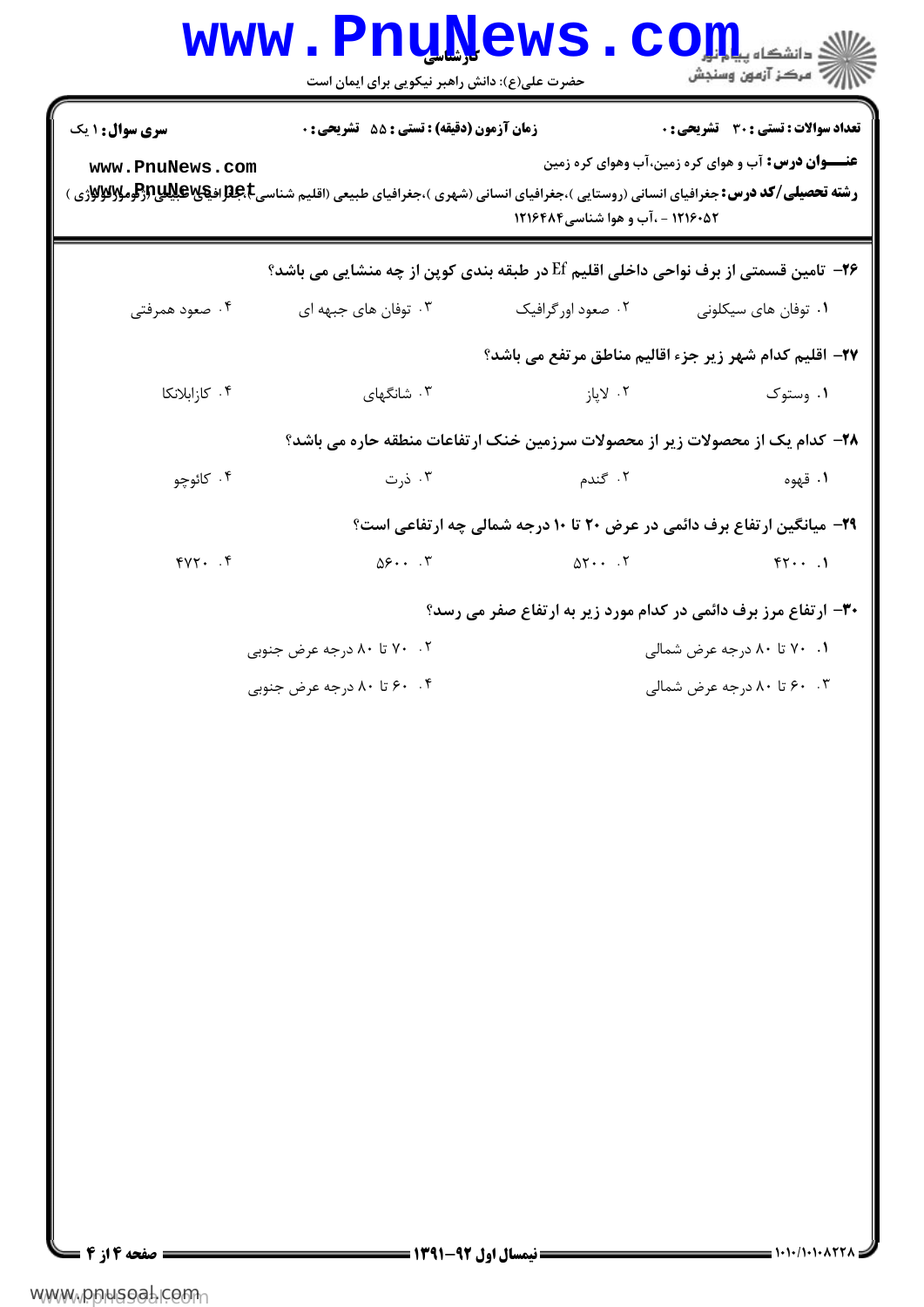**سری سوال:** ۱ یک

**زمان آزمون (دقیقه) : تستی :** ۵۵ **تشریحی :** ۰

**تعداد سوالات : تستی :** ۳۰ **تشریحی :** ۰

**عنـــوان درس:** آب و هوای کره زمین،آب وهوای کره زمین

**رشته تحصیلی/کد درس:** جغرافیای انسانی (روستایی )،جغرافیای انسانی (شهری )،جغرافیای طبیعی (اقلیم شناسی)،جغرافیای طبیعی (ژئومورفولوژی ) ۱۲۱۶۰۵۲ - ،آب و هوا شناسی۱۲۱۶۴۸۴

**۲۶-** تامین قسمتی از برف نواحی داخلی اقلیم Ef در طبقه بندی کوپن از چه منشایی می باشد؟

۱. توفان های سیکلونی
۲. صعود اورگرافیک
۳. توفان های جبهه ای
۴. صعود همرفتی

**۲۷-** اقلیم کدام شهر زیر جزء اقالیم مناطق مرتفع می باشد؟

۱. وستوک
۲. لاپاز
۳. شانگهای
۴. کازابلانکا

**۲۸-** کدام یک از محصولات زیر از محصولات سرزمین خنک ارتفاعات منطقه حاره می باشد؟

۱. قهوه
۲. گندم
۳. ذرت
۴. کائوچو

**۲۹-** میانگین ارتفاع برف دائمی در عرض ۲۰ تا ۱۰ درجه شمالی چه ارتفاعی است؟

۱. ۴۲۰۰
۲. ۵۲۰۰
۳. ۵۶۰۰
۴. ۴۷۲۰

**۳۰-** ارتفاع مرز برف دائمی در کدام مورد زیر به ارتفاع صفر می رسد؟

۱. ۷۰ تا ۸۰ درجه عرض شمالی
۲. ۷۰ تا ۸۰ درجه عرض جنوبی
۳. ۶۰ تا ۸۰ درجه عرض شمالی
۴. ۶۰ تا ۸۰ درجه عرض جنوبی